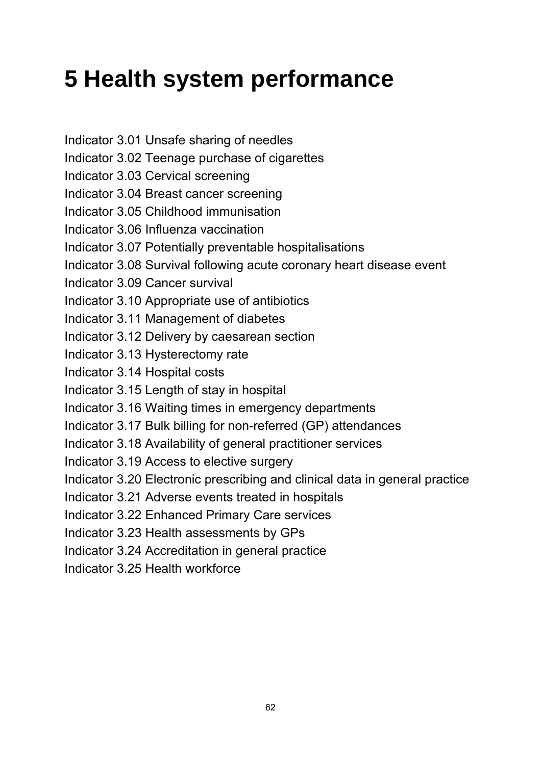# 5 Health system performance

Indicator 3.01 Unsafe sharing of needles
Indicator 3.02 Teenage purchase of cigarettes
Indicator 3.03 Cervical screening
Indicator 3.04 Breast cancer screening
Indicator 3.05 Childhood immunisation
Indicator 3.06 Influenza vaccination
Indicator 3.07 Potentially preventable hospitalisations
Indicator 3.08 Survival following acute coronary heart disease event
Indicator 3.09 Cancer survival
Indicator 3.10 Appropriate use of antibiotics
Indicator 3.11 Management of diabetes
Indicator 3.12 Delivery by caesarean section
Indicator 3.13 Hysterectomy rate
Indicator 3.14 Hospital costs
Indicator 3.15 Length of stay in hospital
Indicator 3.16 Waiting times in emergency departments
Indicator 3.17 Bulk billing for non-referred (GP) attendances
Indicator 3.18 Availability of general practitioner services
Indicator 3.19 Access to elective surgery
Indicator 3.20 Electronic prescribing and clinical data in general practice
Indicator 3.21 Adverse events treated in hospitals
Indicator 3.22 Enhanced Primary Care services
Indicator 3.23 Health assessments by GPs
Indicator 3.24 Accreditation in general practice
Indicator 3.25 Health workforce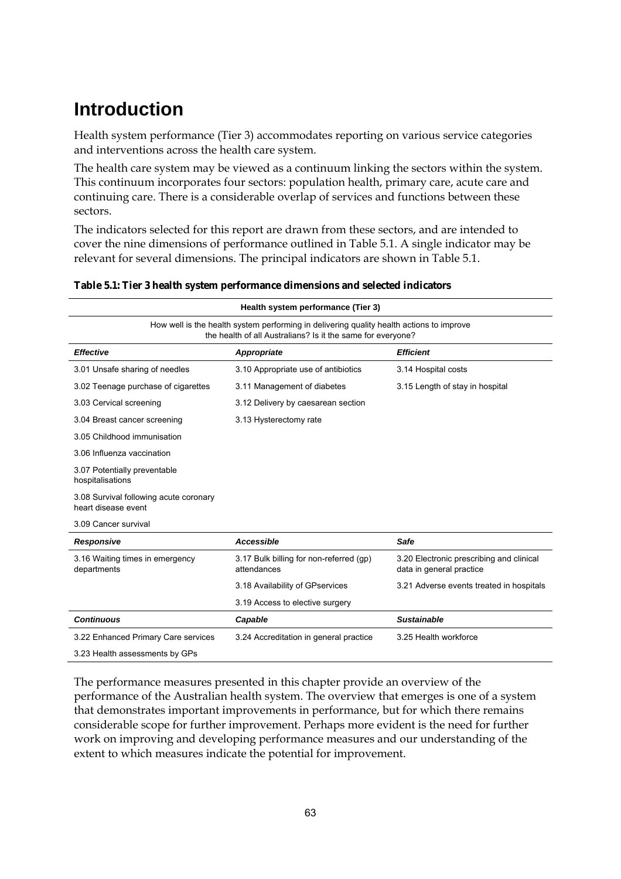# Introduction

Health system performance (Tier 3) accommodates reporting on various service categories and interventions across the health care system.

The health care system may be viewed as a continuum linking the sectors within the system. This continuum incorporates four sectors: population health, primary care, acute care and continuing care. There is a considerable overlap of services and functions between these sectors.

The indicators selected for this report are drawn from these sectors, and are intended to cover the nine dimensions of performance outlined in Table 5.1. A single indicator may be relevant for several dimensions. The principal indicators are shown in Table 5.1.

**Table 5.1: Tier 3 health system performance dimensions and selected indicators**

| Health system performance (Tier 3) | | |
|---|---|---|
| How well is the health system performing in delivering quality health actions to improve the health of all Australians? Is it the same for everyone? | | |
| ***Effective*** | ***Appropriate*** | ***Efficient*** |
| 3.01 Unsafe sharing of needles | 3.10 Appropriate use of antibiotics | 3.14 Hospital costs |
| 3.02 Teenage purchase of cigarettes | 3.11 Management of diabetes | 3.15 Length of stay in hospital |
| 3.03 Cervical screening | 3.12 Delivery by caesarean section | |
| 3.04 Breast cancer screening | 3.13 Hysterectomy rate | |
| 3.05 Childhood immunisation | | |
| 3.06 Influenza vaccination | | |
| 3.07 Potentially preventable hospitalisations | | |
| 3.08 Survival following acute coronary heart disease event | | |
| 3.09 Cancer survival | | |
| ***Responsive*** | ***Accessible*** | ***Safe*** |
| 3.16 Waiting times in emergency departments | 3.17 Bulk billing for non-referred (gp) attendances | 3.20 Electronic prescribing and clinical data in general practice |
| | 3.18 Availability of GPservices | 3.21 Adverse events treated in hospitals |
| | 3.19 Access to elective surgery | |
| ***Continuous*** | ***Capable*** | ***Sustainable*** |
| 3.22 Enhanced Primary Care services | 3.24 Accreditation in general practice | 3.25 Health workforce |
| 3.23 Health assessments by GPs | | |

The performance measures presented in this chapter provide an overview of the performance of the Australian health system. The overview that emerges is one of a system that demonstrates important improvements in performance, but for which there remains considerable scope for further improvement. Perhaps more evident is the need for further work on improving and developing performance measures and our understanding of the extent to which measures indicate the potential for improvement.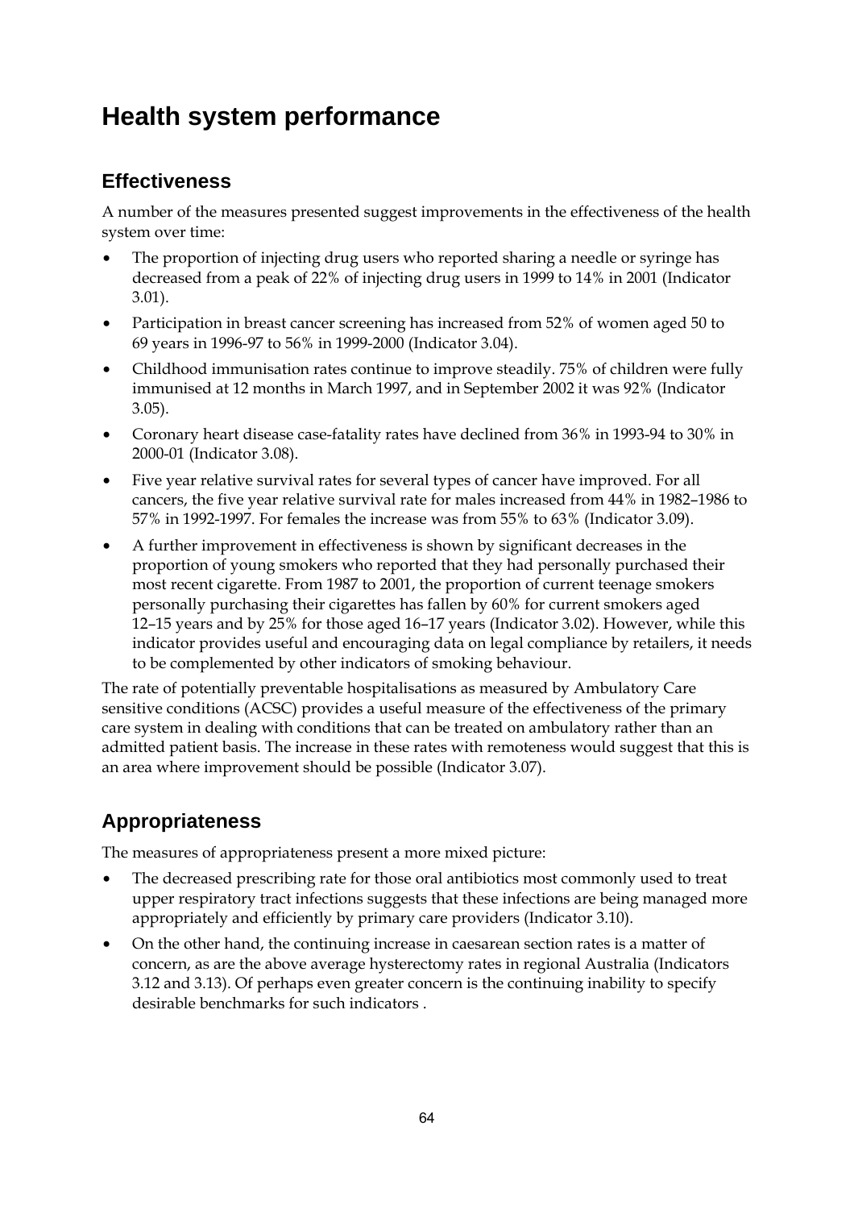# Health system performance

## Effectiveness

A number of the measures presented suggest improvements in the effectiveness of the health system over time:

- The proportion of injecting drug users who reported sharing a needle or syringe has decreased from a peak of 22% of injecting drug users in 1999 to 14% in 2001 (Indicator 3.01).
- Participation in breast cancer screening has increased from 52% of women aged 50 to 69 years in 1996-97 to 56% in 1999-2000 (Indicator 3.04).
- Childhood immunisation rates continue to improve steadily. 75% of children were fully immunised at 12 months in March 1997, and in September 2002 it was 92% (Indicator 3.05).
- Coronary heart disease case-fatality rates have declined from 36% in 1993-94 to 30% in 2000-01 (Indicator 3.08).
- Five year relative survival rates for several types of cancer have improved. For all cancers, the five year relative survival rate for males increased from 44% in 1982–1986 to 57% in 1992-1997. For females the increase was from 55% to 63% (Indicator 3.09).
- A further improvement in effectiveness is shown by significant decreases in the proportion of young smokers who reported that they had personally purchased their most recent cigarette. From 1987 to 2001, the proportion of current teenage smokers personally purchasing their cigarettes has fallen by 60% for current smokers aged 12–15 years and by 25% for those aged 16–17 years (Indicator 3.02). However, while this indicator provides useful and encouraging data on legal compliance by retailers, it needs to be complemented by other indicators of smoking behaviour.

The rate of potentially preventable hospitalisations as measured by Ambulatory Care sensitive conditions (ACSC) provides a useful measure of the effectiveness of the primary care system in dealing with conditions that can be treated on ambulatory rather than an admitted patient basis. The increase in these rates with remoteness would suggest that this is an area where improvement should be possible (Indicator 3.07).

## Appropriateness

The measures of appropriateness present a more mixed picture:

- The decreased prescribing rate for those oral antibiotics most commonly used to treat upper respiratory tract infections suggests that these infections are being managed more appropriately and efficiently by primary care providers (Indicator 3.10).
- On the other hand, the continuing increase in caesarean section rates is a matter of concern, as are the above average hysterectomy rates in regional Australia (Indicators 3.12 and 3.13). Of perhaps even greater concern is the continuing inability to specify desirable benchmarks for such indicators .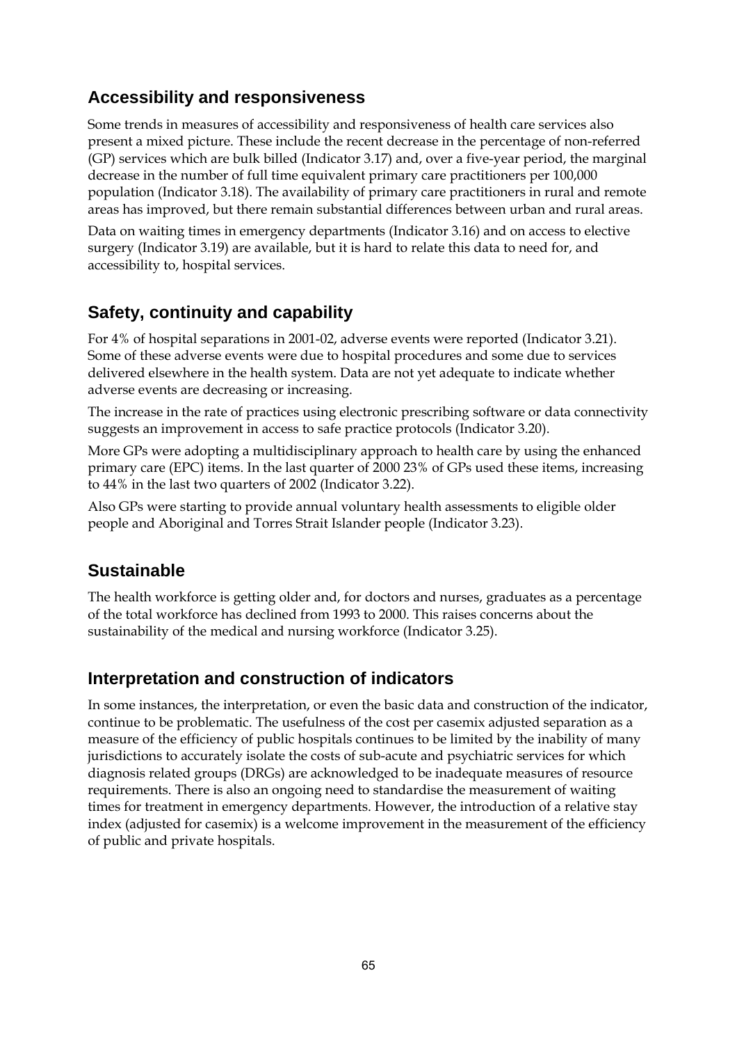## Accessibility and responsiveness

Some trends in measures of accessibility and responsiveness of health care services also present a mixed picture. These include the recent decrease in the percentage of non-referred (GP) services which are bulk billed (Indicator 3.17) and, over a five-year period, the marginal decrease in the number of full time equivalent primary care practitioners per 100,000 population (Indicator 3.18). The availability of primary care practitioners in rural and remote areas has improved, but there remain substantial differences between urban and rural areas.

Data on waiting times in emergency departments (Indicator 3.16) and on access to elective surgery (Indicator 3.19) are available, but it is hard to relate this data to need for, and accessibility to, hospital services.

## Safety, continuity and capability

For 4% of hospital separations in 2001-02, adverse events were reported (Indicator 3.21). Some of these adverse events were due to hospital procedures and some due to services delivered elsewhere in the health system. Data are not yet adequate to indicate whether adverse events are decreasing or increasing.

The increase in the rate of practices using electronic prescribing software or data connectivity suggests an improvement in access to safe practice protocols (Indicator 3.20).

More GPs were adopting a multidisciplinary approach to health care by using the enhanced primary care (EPC) items. In the last quarter of 2000 23% of GPs used these items, increasing to 44% in the last two quarters of 2002 (Indicator 3.22).

Also GPs were starting to provide annual voluntary health assessments to eligible older people and Aboriginal and Torres Strait Islander people (Indicator 3.23).

## Sustainable

The health workforce is getting older and, for doctors and nurses, graduates as a percentage of the total workforce has declined from 1993 to 2000. This raises concerns about the sustainability of the medical and nursing workforce (Indicator 3.25).

## Interpretation and construction of indicators

In some instances, the interpretation, or even the basic data and construction of the indicator, continue to be problematic. The usefulness of the cost per casemix adjusted separation as a measure of the efficiency of public hospitals continues to be limited by the inability of many jurisdictions to accurately isolate the costs of sub-acute and psychiatric services for which diagnosis related groups (DRGs) are acknowledged to be inadequate measures of resource requirements. There is also an ongoing need to standardise the measurement of waiting times for treatment in emergency departments. However, the introduction of a relative stay index (adjusted for casemix) is a welcome improvement in the measurement of the efficiency of public and private hospitals.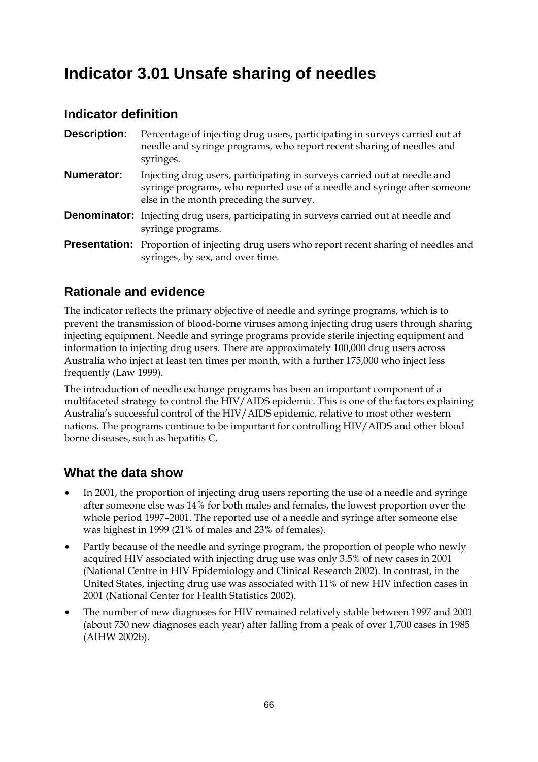# Indicator 3.01 Unsafe sharing of needles

## Indicator definition

**Description:** Percentage of injecting drug users, participating in surveys carried out at needle and syringe programs, who report recent sharing of needles and syringes.

**Numerator:** Injecting drug users, participating in surveys carried out at needle and syringe programs, who reported use of a needle and syringe after someone else in the month preceding the survey.

**Denominator:** Injecting drug users, participating in surveys carried out at needle and syringe programs.

**Presentation:** Proportion of injecting drug users who report recent sharing of needles and syringes, by sex, and over time.

## Rationale and evidence

The indicator reflects the primary objective of needle and syringe programs, which is to prevent the transmission of blood-borne viruses among injecting drug users through sharing injecting equipment. Needle and syringe programs provide sterile injecting equipment and information to injecting drug users. There are approximately 100,000 drug users across Australia who inject at least ten times per month, with a further 175,000 who inject less frequently (Law 1999).

The introduction of needle exchange programs has been an important component of a multifaceted strategy to control the HIV/AIDS epidemic. This is one of the factors explaining Australia's successful control of the HIV/AIDS epidemic, relative to most other western nations. The programs continue to be important for controlling HIV/AIDS and other blood borne diseases, such as hepatitis C.

## What the data show

- In 2001, the proportion of injecting drug users reporting the use of a needle and syringe after someone else was 14% for both males and females, the lowest proportion over the whole period 1997–2001. The reported use of a needle and syringe after someone else was highest in 1999 (21% of males and 23% of females).
- Partly because of the needle and syringe program, the proportion of people who newly acquired HIV associated with injecting drug use was only 3.5% of new cases in 2001 (National Centre in HIV Epidemiology and Clinical Research 2002). In contrast, in the United States, injecting drug use was associated with 11% of new HIV infection cases in 2001 (National Center for Health Statistics 2002).
- The number of new diagnoses for HIV remained relatively stable between 1997 and 2001 (about 750 new diagnoses each year) after falling from a peak of over 1,700 cases in 1985 (AIHW 2002b).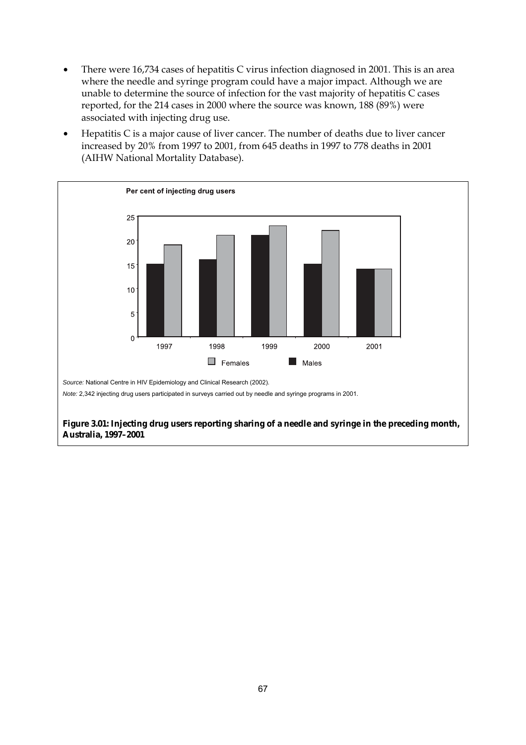- There were 16,734 cases of hepatitis C virus infection diagnosed in 2001. This is an area where the needle and syringe program could have a major impact. Although we are unable to determine the source of infection for the vast majority of hepatitis C cases reported, for the 214 cases in 2000 where the source was known, 188 (89%) were associated with injecting drug use.
- Hepatitis C is a major cause of liver cancer. The number of deaths due to liver cancer increased by 20% from 1997 to 2001, from 645 deaths in 1997 to 778 deaths in 2001 (AIHW National Mortality Database).

*Source:* National Centre in HIV Epidemiology and Clinical Research (2002).

*Note:* 2,342 injecting drug users participated in surveys carried out by needle and syringe programs in 2001.

**Figure 3.01: Injecting drug users reporting sharing of a needle and syringe in the preceding month, Australia, 1997–2001**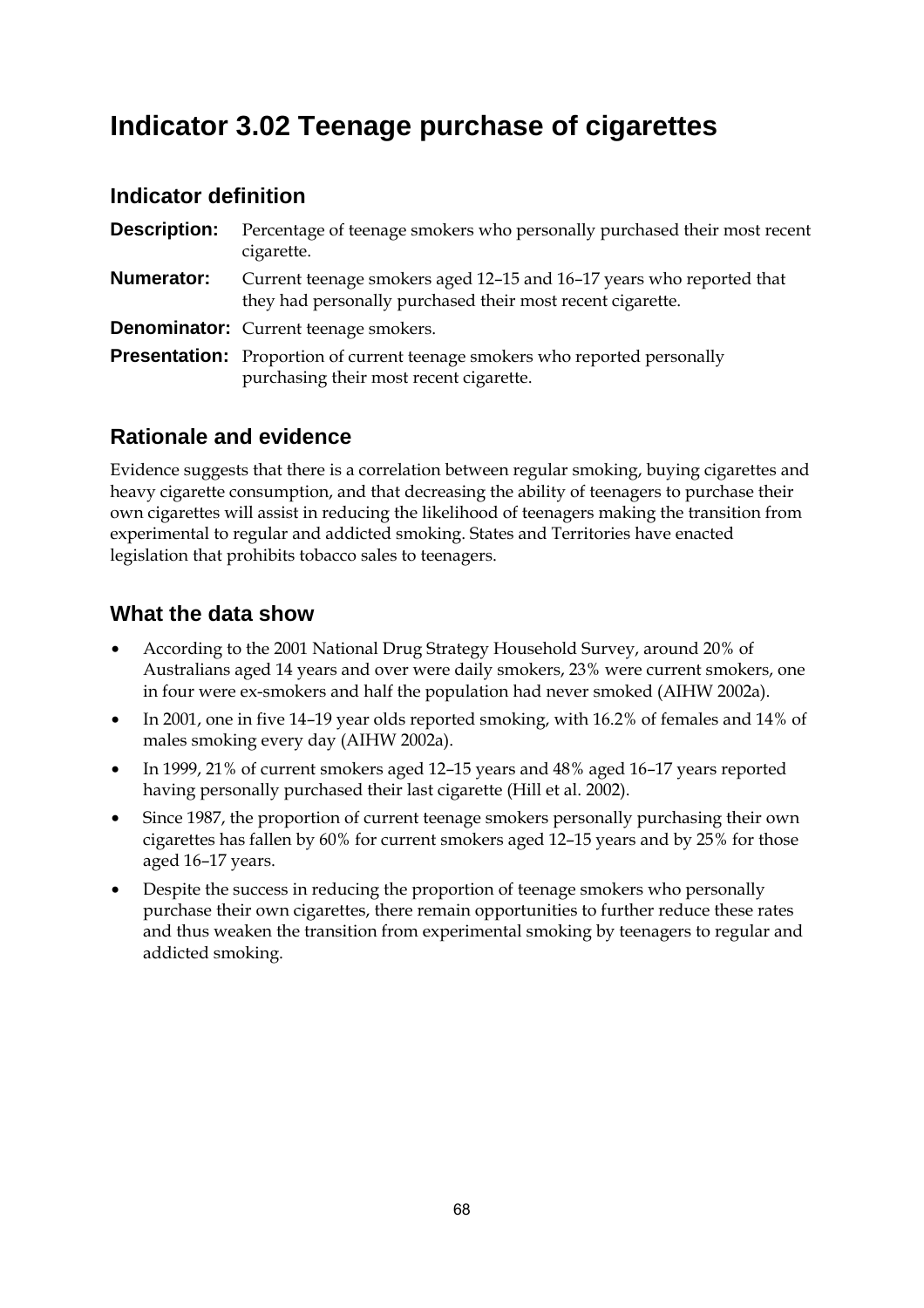# Indicator 3.02 Teenage purchase of cigarettes

## Indicator definition

**Description:** Percentage of teenage smokers who personally purchased their most recent cigarette.

**Numerator:** Current teenage smokers aged 12–15 and 16–17 years who reported that they had personally purchased their most recent cigarette.

**Denominator:** Current teenage smokers.

**Presentation:** Proportion of current teenage smokers who reported personally purchasing their most recent cigarette.

## Rationale and evidence

Evidence suggests that there is a correlation between regular smoking, buying cigarettes and heavy cigarette consumption, and that decreasing the ability of teenagers to purchase their own cigarettes will assist in reducing the likelihood of teenagers making the transition from experimental to regular and addicted smoking. States and Territories have enacted legislation that prohibits tobacco sales to teenagers.

## What the data show

- According to the 2001 National Drug Strategy Household Survey, around 20% of Australians aged 14 years and over were daily smokers, 23% were current smokers, one in four were ex-smokers and half the population had never smoked (AIHW 2002a).
- In 2001, one in five 14–19 year olds reported smoking, with 16.2% of females and 14% of males smoking every day (AIHW 2002a).
- In 1999, 21% of current smokers aged 12–15 years and 48% aged 16–17 years reported having personally purchased their last cigarette (Hill et al. 2002).
- Since 1987, the proportion of current teenage smokers personally purchasing their own cigarettes has fallen by 60% for current smokers aged 12–15 years and by 25% for those aged 16–17 years.
- Despite the success in reducing the proportion of teenage smokers who personally purchase their own cigarettes, there remain opportunities to further reduce these rates and thus weaken the transition from experimental smoking by teenagers to regular and addicted smoking.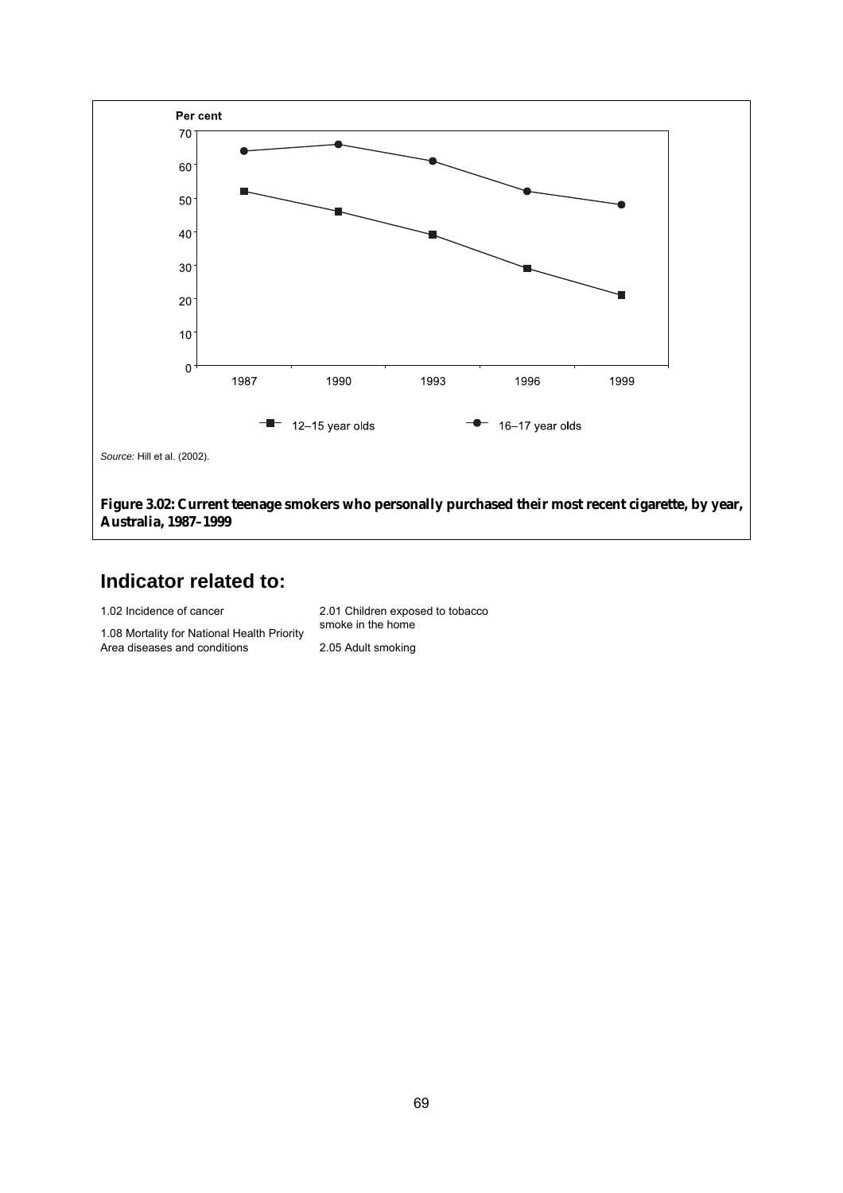Per cent

| Year | 12–15 year olds | 16–17 year olds |
|---|---|---|
| 1987 | 52 | 64 |
| 1990 | 46 | 66 |
| 1993 | 39 | 61 |
| 1996 | 29 | 52 |
| 1999 | 21 | 48 |

*Source:* Hill et al. (2002).

**Figure 3.02: Current teenage smokers who personally purchased their most recent cigarette, by year, Australia, 1987–1999**

## Indicator related to:

1.02 Incidence of cancer

1.08 Mortality for National Health Priority Area diseases and conditions

2.01 Children exposed to tobacco smoke in the home

2.05 Adult smoking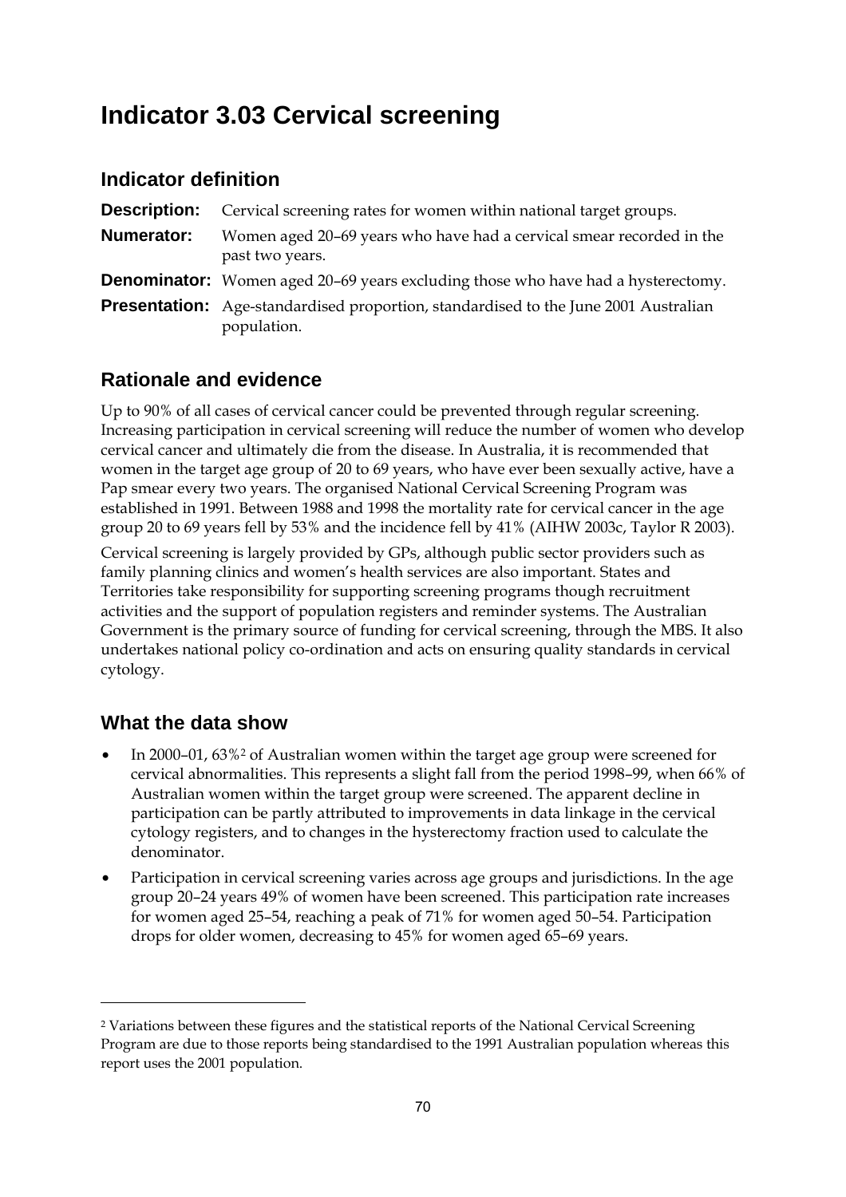# Indicator 3.03 Cervical screening

## Indicator definition

**Description:** Cervical screening rates for women within national target groups.

**Numerator:** Women aged 20–69 years who have had a cervical smear recorded in the past two years.

**Denominator:** Women aged 20–69 years excluding those who have had a hysterectomy.

**Presentation:** Age-standardised proportion, standardised to the June 2001 Australian population.

## Rationale and evidence

Up to 90% of all cases of cervical cancer could be prevented through regular screening. Increasing participation in cervical screening will reduce the number of women who develop cervical cancer and ultimately die from the disease. In Australia, it is recommended that women in the target age group of 20 to 69 years, who have ever been sexually active, have a Pap smear every two years. The organised National Cervical Screening Program was established in 1991. Between 1988 and 1998 the mortality rate for cervical cancer in the age group 20 to 69 years fell by 53% and the incidence fell by 41% (AIHW 2003c, Taylor R 2003).

Cervical screening is largely provided by GPs, although public sector providers such as family planning clinics and women's health services are also important. States and Territories take responsibility for supporting screening programs though recruitment activities and the support of population registers and reminder systems. The Australian Government is the primary source of funding for cervical screening, through the MBS. It also undertakes national policy co-ordination and acts on ensuring quality standards in cervical cytology.

## What the data show

- In 2000–01, 63%[2] of Australian women within the target age group were screened for cervical abnormalities. This represents a slight fall from the period 1998–99, when 66% of Australian women within the target group were screened. The apparent decline in participation can be partly attributed to improvements in data linkage in the cervical cytology registers, and to changes in the hysterectomy fraction used to calculate the denominator.
- Participation in cervical screening varies across age groups and jurisdictions. In the age group 20–24 years 49% of women have been screened. This participation rate increases for women aged 25–54, reaching a peak of 71% for women aged 50–54. Participation drops for older women, decreasing to 45% for women aged 65–69 years.

---

[2] Variations between these figures and the statistical reports of the National Cervical Screening Program are due to those reports being standardised to the 1991 Australian population whereas this report uses the 2001 population.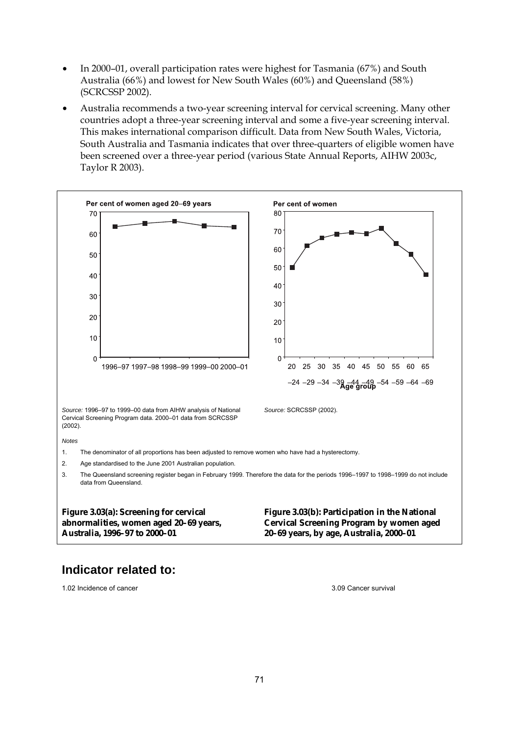- In 2000–01, overall participation rates were highest for Tasmania (67%) and South Australia (66%) and lowest for New South Wales (60%) and Queensland (58%) (SCRCSSP 2002).
- Australia recommends a two-year screening interval for cervical screening. Many other countries adopt a three-year screening interval and some a five-year screening interval. This makes international comparison difficult. Data from New South Wales, Victoria, South Australia and Tasmania indicates that over three-quarters of eligible women have been screened over a three-year period (various State Annual Reports, AIHW 2003c, Taylor R 2003).

*Source:* 1996–97 to 1999–00 data from AIHW analysis of National Cervical Screening Program data. 2000–01 data from SCRCSSP (2002).

*Source:* SCRCSSP (2002).

*Notes*

1. The denominator of all proportions has been adjusted to remove women who have had a hysterectomy.
2. Age standardised to the June 2001 Australian population.
3. The Queensland screening register began in February 1999. Therefore the data for the periods 1996–1997 to 1998–1999 do not include data from Queensland.

**Figure 3.03(a): Screening for cervical abnormalities, women aged 20–69 years, Australia, 1996–97 to 2000–01**

**Figure 3.03(b): Participation in the National Cervical Screening Program by women aged 20–69 years, by age, Australia, 2000–01**

## Indicator related to:

1.02 Incidence of cancer

3.09 Cancer survival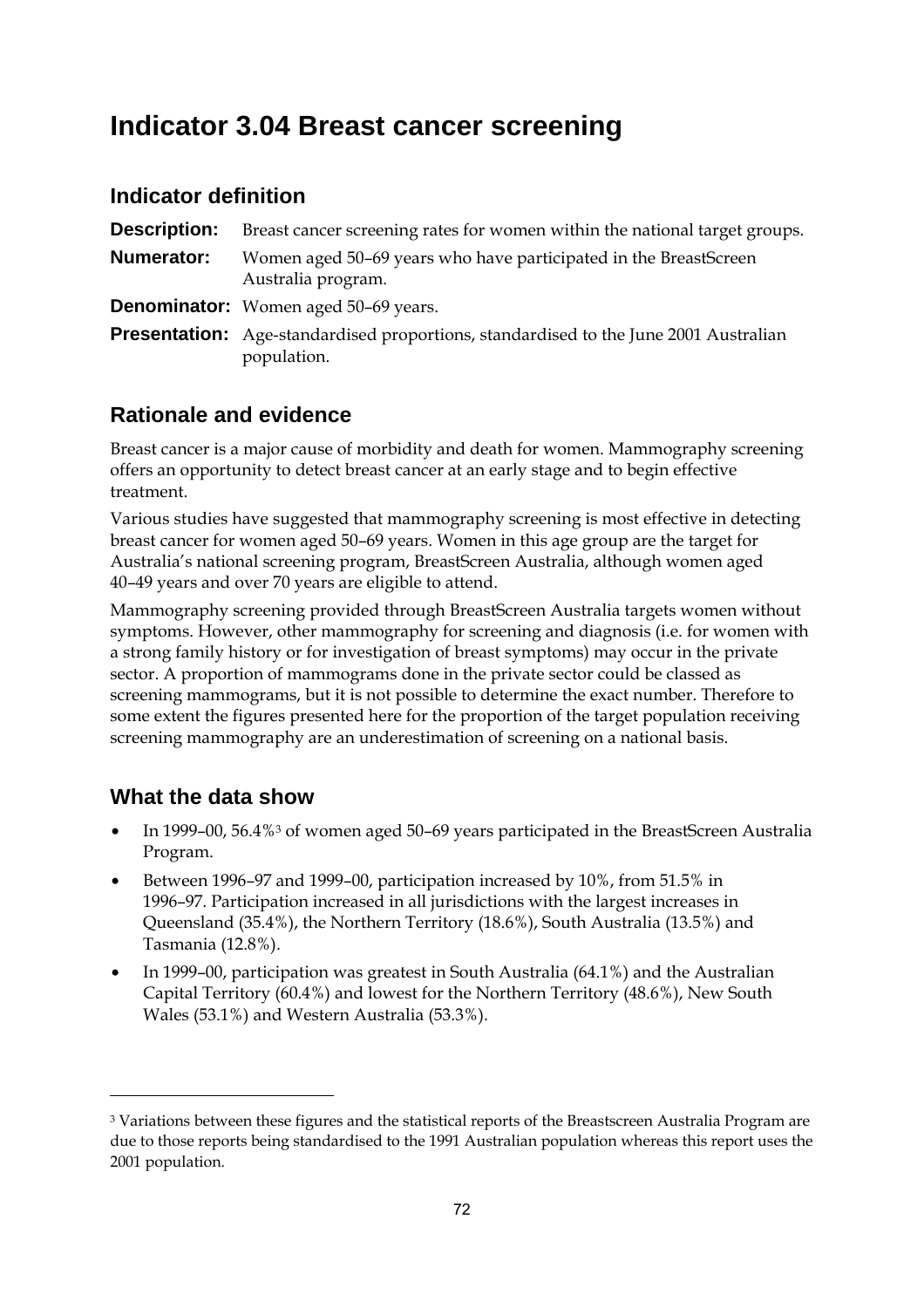# Indicator 3.04 Breast cancer screening

## Indicator definition

**Description:** Breast cancer screening rates for women within the national target groups.

**Numerator:** Women aged 50–69 years who have participated in the BreastScreen Australia program.

**Denominator:** Women aged 50–69 years.

**Presentation:** Age-standardised proportions, standardised to the June 2001 Australian population.

## Rationale and evidence

Breast cancer is a major cause of morbidity and death for women. Mammography screening offers an opportunity to detect breast cancer at an early stage and to begin effective treatment.

Various studies have suggested that mammography screening is most effective in detecting breast cancer for women aged 50–69 years. Women in this age group are the target for Australia's national screening program, BreastScreen Australia, although women aged 40–49 years and over 70 years are eligible to attend.

Mammography screening provided through BreastScreen Australia targets women without symptoms. However, other mammography for screening and diagnosis (i.e. for women with a strong family history or for investigation of breast symptoms) may occur in the private sector. A proportion of mammograms done in the private sector could be classed as screening mammograms, but it is not possible to determine the exact number. Therefore to some extent the figures presented here for the proportion of the target population receiving screening mammography are an underestimation of screening on a national basis.

## What the data show

- In 1999–00, 56.4%[3] of women aged 50–69 years participated in the BreastScreen Australia Program.
- Between 1996–97 and 1999–00, participation increased by 10%, from 51.5% in 1996–97. Participation increased in all jurisdictions with the largest increases in Queensland (35.4%), the Northern Territory (18.6%), South Australia (13.5%) and Tasmania (12.8%).
- In 1999–00, participation was greatest in South Australia (64.1%) and the Australian Capital Territory (60.4%) and lowest for the Northern Territory (48.6%), New South Wales (53.1%) and Western Australia (53.3%).

---

[3] Variations between these figures and the statistical reports of the Breastscreen Australia Program are due to those reports being standardised to the 1991 Australian population whereas this report uses the 2001 population.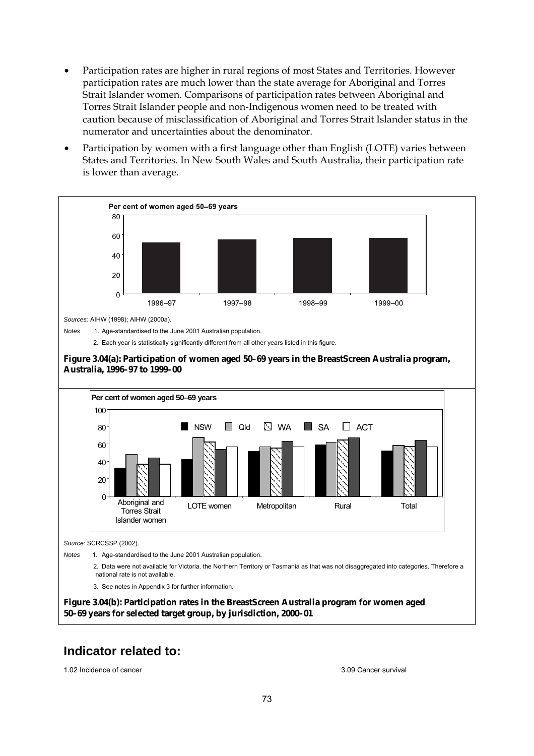- Participation rates are higher in rural regions of most States and Territories. However participation rates are much lower than the state average for Aboriginal and Torres Strait Islander women. Comparisons of participation rates between Aboriginal and Torres Strait Islander people and non-Indigenous women need to be treated with caution because of misclassification of Aboriginal and Torres Strait Islander status in the numerator and uncertainties about the denominator.
- Participation by women with a first language other than English (LOTE) varies between States and Territories. In New South Wales and South Australia, their participation rate is lower than average.

*Sources:* AIHW (1998); AIHW (2000a).

*Notes* 1. Age-standardised to the June 2001 Australian population.

2. Each year is statistically significantly different from all other years listed in this figure.

**Figure 3.04(a): Participation of women aged 50–69 years in the BreastScreen Australia program, Australia, 1996–97 to 1999–00**

*Source:* SCRCSSP (2002).

*Notes* 1. Age-standardised to the June 2001 Australian population.

2. Data were not available for Victoria, the Northern Territory or Tasmania as that was not disaggregated into categories. Therefore a national rate is not available.

3. See notes in Appendix 3 for further information.

**Figure 3.04(b): Participation rates in the BreastScreen Australia program for women aged 50–69 years for selected target group, by jurisdiction, 2000–01**

## Indicator related to:

1.02 Incidence of cancer

3.09 Cancer survival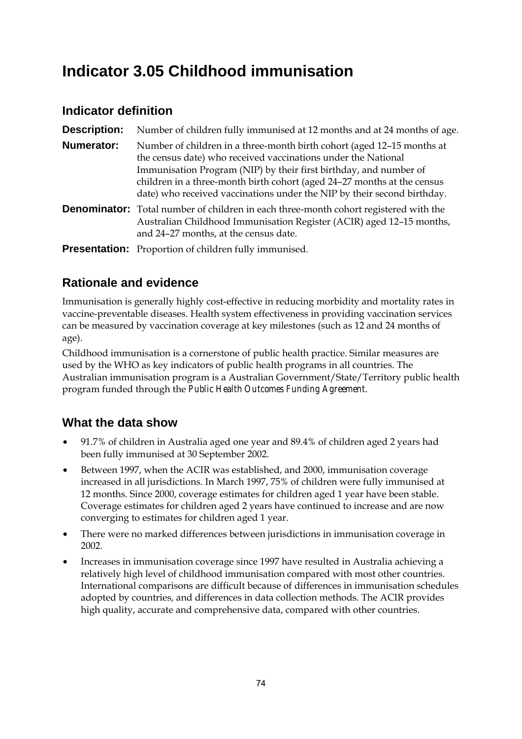# Indicator 3.05 Childhood immunisation

## Indicator definition

**Description:** Number of children fully immunised at 12 months and at 24 months of age.

**Numerator:** Number of children in a three-month birth cohort (aged 12–15 months at the census date) who received vaccinations under the National Immunisation Program (NIP) by their first birthday, and number of children in a three-month birth cohort (aged 24–27 months at the census date) who received vaccinations under the NIP by their second birthday.

**Denominator:** Total number of children in each three-month cohort registered with the Australian Childhood Immunisation Register (ACIR) aged 12–15 months, and 24–27 months, at the census date.

**Presentation:** Proportion of children fully immunised.

## Rationale and evidence

Immunisation is generally highly cost-effective in reducing morbidity and mortality rates in vaccine-preventable diseases. Health system effectiveness in providing vaccination services can be measured by vaccination coverage at key milestones (such as 12 and 24 months of age).

Childhood immunisation is a cornerstone of public health practice. Similar measures are used by the WHO as key indicators of public health programs in all countries. The Australian immunisation program is a Australian Government/State/Territory public health program funded through the *Public Health Outcomes Funding Agreement*.

## What the data show

- 91.7% of children in Australia aged one year and 89.4% of children aged 2 years had been fully immunised at 30 September 2002.
- Between 1997, when the ACIR was established, and 2000, immunisation coverage increased in all jurisdictions. In March 1997, 75% of children were fully immunised at 12 months. Since 2000, coverage estimates for children aged 1 year have been stable. Coverage estimates for children aged 2 years have continued to increase and are now converging to estimates for children aged 1 year.
- There were no marked differences between jurisdictions in immunisation coverage in 2002.
- Increases in immunisation coverage since 1997 have resulted in Australia achieving a relatively high level of childhood immunisation compared with most other countries. International comparisons are difficult because of differences in immunisation schedules adopted by countries, and differences in data collection methods. The ACIR provides high quality, accurate and comprehensive data, compared with other countries.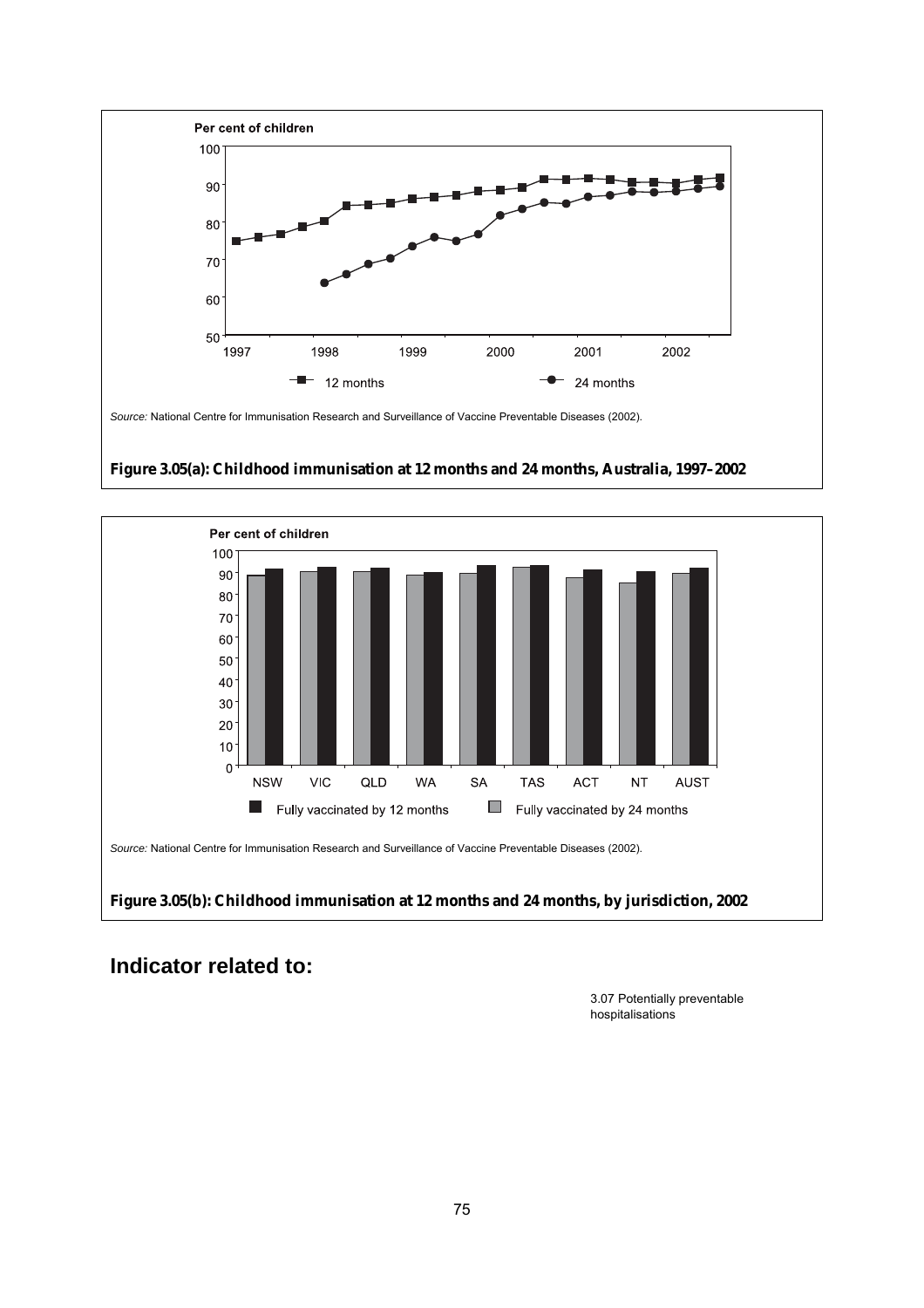Per cent of children

100
90
80
70
60
50

1997
1998
1999
2000
2001
2002

12 months
24 months

*Source:* National Centre for Immunisation Research and Surveillance of Vaccine Preventable Diseases (2002).

**Figure 3.05(a): Childhood immunisation at 12 months and 24 months, Australia, 1997–2002**

Per cent of children

100
90
80
70
60
50
40
30
20
10
0

NSW
VIC
QLD
WA
SA
TAS
ACT
NT
AUST

Fully vaccinated by 12 months
Fully vaccinated by 24 months

*Source:* National Centre for Immunisation Research and Surveillance of Vaccine Preventable Diseases (2002).

**Figure 3.05(b): Childhood immunisation at 12 months and 24 months, by jurisdiction, 2002**

## Indicator related to:

3.07 Potentially preventable hospitalisations